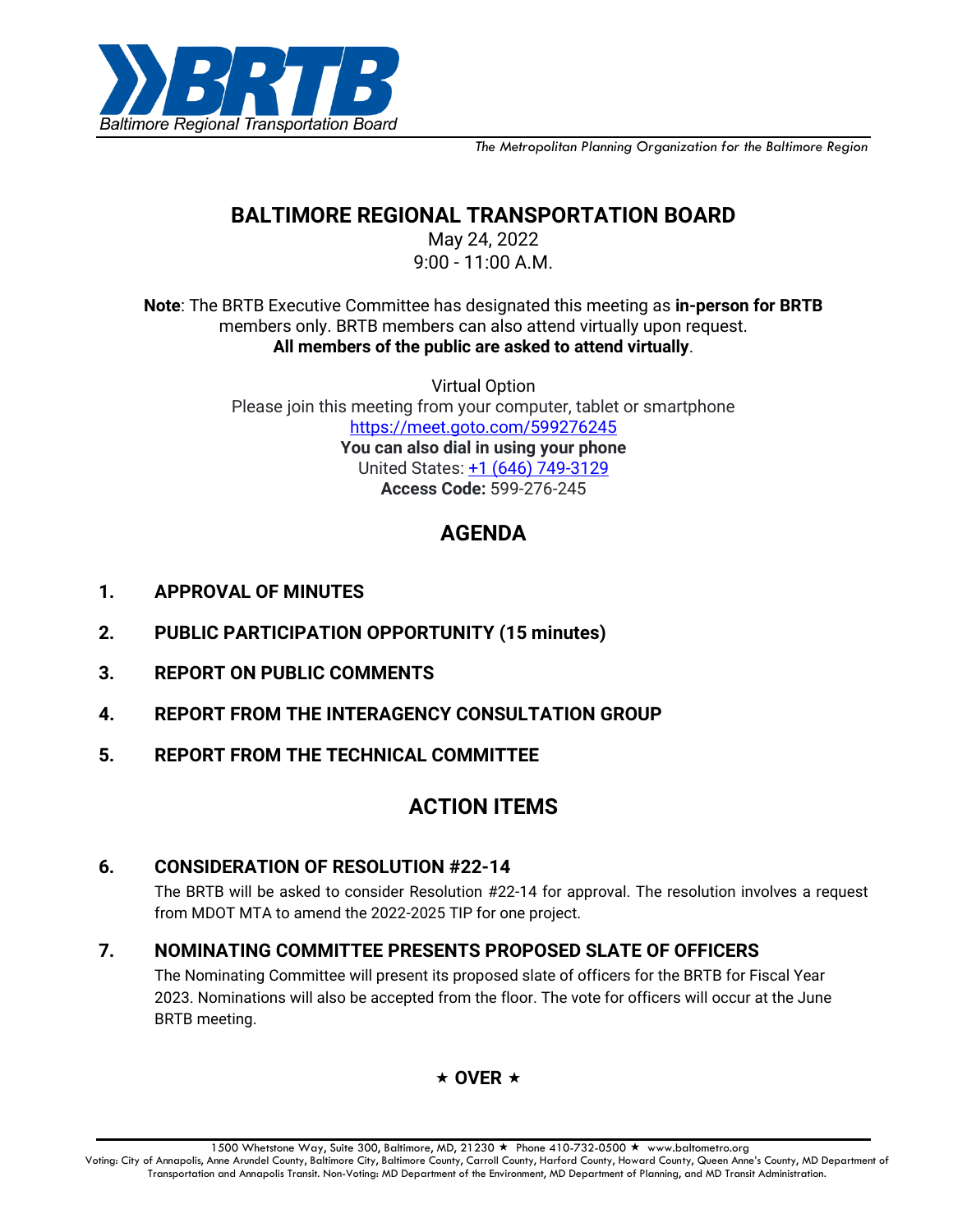Baltimore Regional Transportation Board

*The Metropolitan Planning Organization for the Baltimore Region*

# BALTIMORE REGIONAL TRANSPORTATION BOARD

May 24, 2022
9:00 - 11:00 A.M.

**Note**: The BRTB Executive Committee has designated this meeting as **in-person for BRTB** members only. BRTB members can also attend virtually upon request.
**All members of the public are asked to attend virtually**.

Virtual Option
Please join this meeting from your computer, tablet or smartphone
https://meet.goto.com/599276245
**You can also dial in using your phone**
United States: +1 (646) 749-3129
**Access Code:** 599-276-245

## AGENDA

1. **APPROVAL OF MINUTES**
2. **PUBLIC PARTICIPATION OPPORTUNITY (15 minutes)**
3. **REPORT ON PUBLIC COMMENTS**
4. **REPORT FROM THE INTERAGENCY CONSULTATION GROUP**
5. **REPORT FROM THE TECHNICAL COMMITTEE**

## ACTION ITEMS

6. **CONSIDERATION OF RESOLUTION #22-14**

   The BRTB will be asked to consider Resolution #22-14 for approval. The resolution involves a request from MDOT MTA to amend the 2022-2025 TIP for one project.

7. **NOMINATING COMMITTEE PRESENTS PROPOSED SLATE OF OFFICERS**

   The Nominating Committee will present its proposed slate of officers for the BRTB for Fiscal Year 2023. Nominations will also be accepted from the floor. The vote for officers will occur at the June BRTB meeting.

★ **OVER** ★

1500 Whetstone Way, Suite 300, Baltimore, MD, 21230 ★ Phone 410-732-0500 ★ www.baltometro.org

Voting: City of Annapolis, Anne Arundel County, Baltimore City, Baltimore County, Carroll County, Harford County, Howard County, Queen Anne's County, MD Department of Transportation and Annapolis Transit. Non-Voting: MD Department of the Environment, MD Department of Planning, and MD Transit Administration.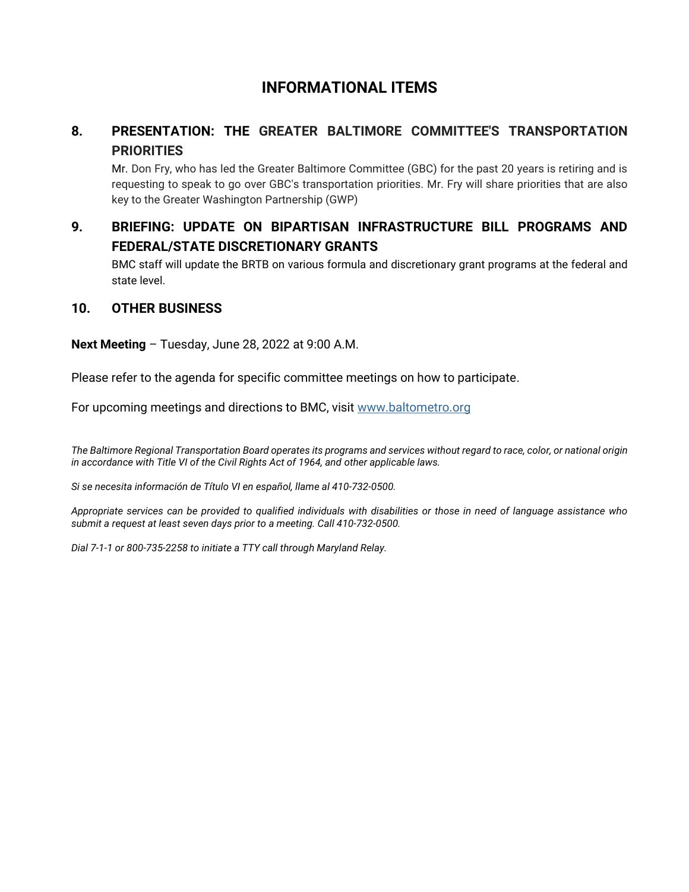## INFORMATIONAL ITEMS

### 8. PRESENTATION: THE GREATER BALTIMORE COMMITTEE'S TRANSPORTATION PRIORITIES

Mr. Don Fry, who has led the Greater Baltimore Committee (GBC) for the past 20 years is retiring and is requesting to speak to go over GBC's transportation priorities. Mr. Fry will share priorities that are also key to the Greater Washington Partnership (GWP)

### 9. BRIEFING: UPDATE ON BIPARTISAN INFRASTRUCTURE BILL PROGRAMS AND FEDERAL/STATE DISCRETIONARY GRANTS

BMC staff will update the BRTB on various formula and discretionary grant programs at the federal and state level.

### 10. OTHER BUSINESS

**Next Meeting** – Tuesday, June 28, 2022 at 9:00 A.M.

Please refer to the agenda for specific committee meetings on how to participate.

For upcoming meetings and directions to BMC, visit [www.baltometro.org](http://www.baltometro.org)

*The Baltimore Regional Transportation Board operates its programs and services without regard to race, color, or national origin in accordance with Title VI of the Civil Rights Act of 1964, and other applicable laws.*

*Si se necesita información de Título VI en español, llame al 410-732-0500.*

*Appropriate services can be provided to qualified individuals with disabilities or those in need of language assistance who submit a request at least seven days prior to a meeting. Call 410-732-0500.*

*Dial 7-1-1 or 800-735-2258 to initiate a TTY call through Maryland Relay.*